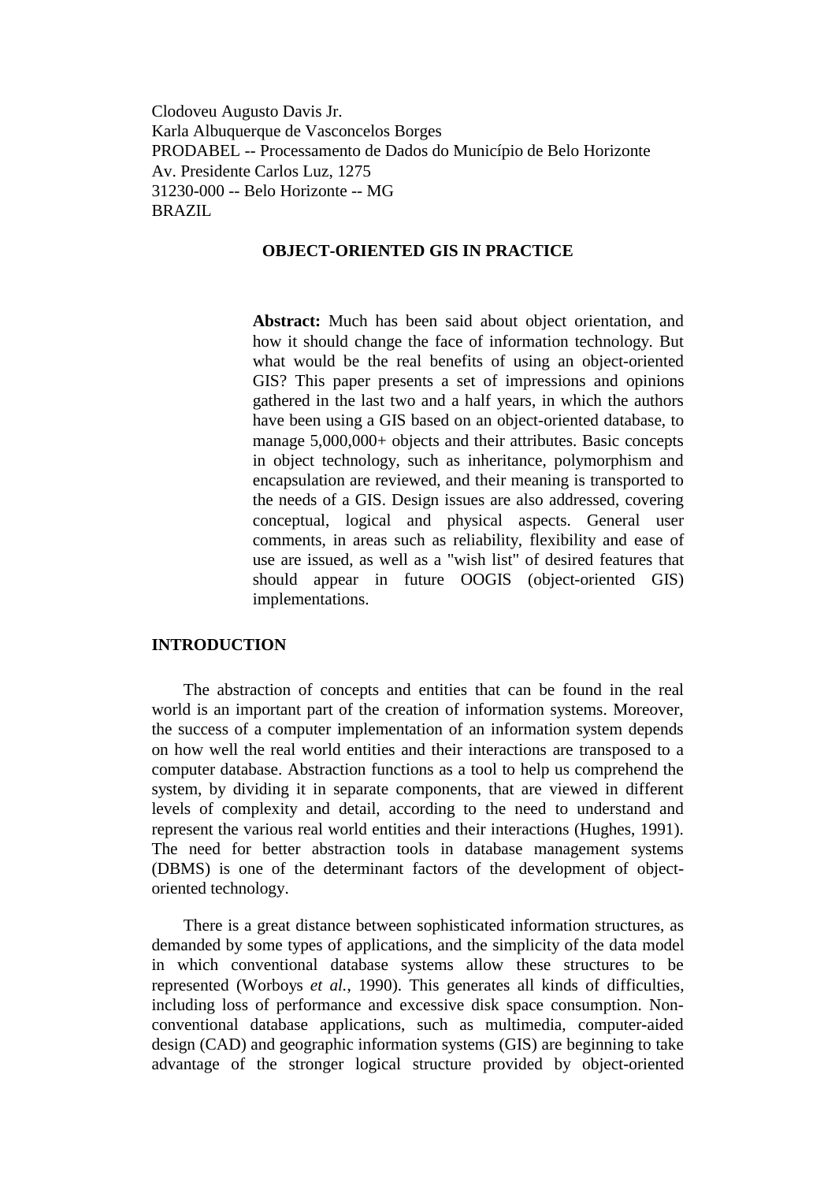Clodoveu Augusto Davis Jr.
Karla Albuquerque de Vasconcelos Borges
PRODABEL -- Processamento de Dados do Município de Belo Horizonte
Av. Presidente Carlos Luz, 1275
31230-000 -- Belo Horizonte -- MG
BRAZIL

# OBJECT-ORIENTED GIS IN PRACTICE

**Abstract:** Much has been said about object orientation, and how it should change the face of information technology. But what would be the real benefits of using an object-oriented GIS? This paper presents a set of impressions and opinions gathered in the last two and a half years, in which the authors have been using a GIS based on an object-oriented database, to manage 5,000,000+ objects and their attributes. Basic concepts in object technology, such as inheritance, polymorphism and encapsulation are reviewed, and their meaning is transported to the needs of a GIS. Design issues are also addressed, covering conceptual, logical and physical aspects. General user comments, in areas such as reliability, flexibility and ease of use are issued, as well as a "wish list" of desired features that should appear in future OOGIS (object-oriented GIS) implementations.

## INTRODUCTION

The abstraction of concepts and entities that can be found in the real world is an important part of the creation of information systems. Moreover, the success of a computer implementation of an information system depends on how well the real world entities and their interactions are transposed to a computer database. Abstraction functions as a tool to help us comprehend the system, by dividing it in separate components, that are viewed in different levels of complexity and detail, according to the need to understand and represent the various real world entities and their interactions (Hughes, 1991). The need for better abstraction tools in database management systems (DBMS) is one of the determinant factors of the development of object-oriented technology.

There is a great distance between sophisticated information structures, as demanded by some types of applications, and the simplicity of the data model in which conventional database systems allow these structures to be represented (Worboys *et al.*, 1990). This generates all kinds of difficulties, including loss of performance and excessive disk space consumption. Non-conventional database applications, such as multimedia, computer-aided design (CAD) and geographic information systems (GIS) are beginning to take advantage of the stronger logical structure provided by object-oriented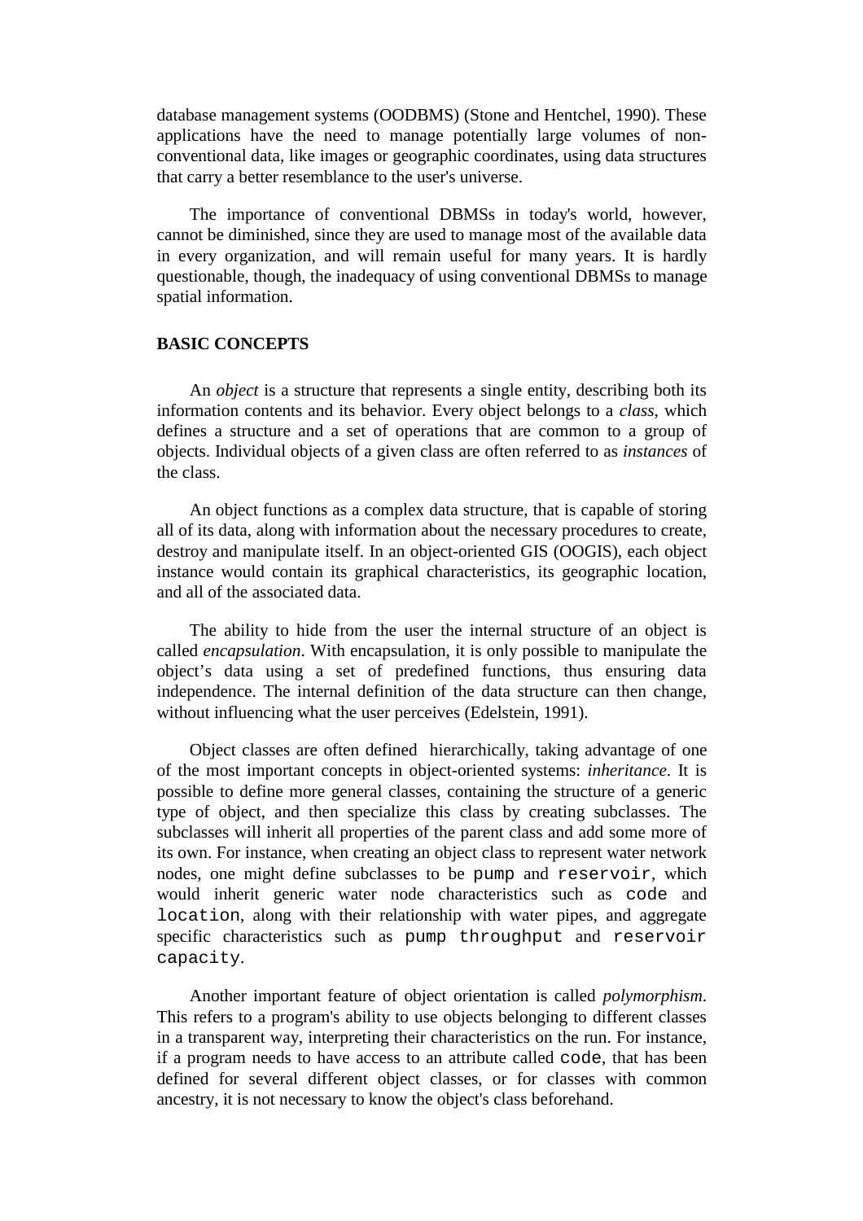database management systems (OODBMS) (Stone and Hentchel, 1990). These applications have the need to manage potentially large volumes of non-conventional data, like images or geographic coordinates, using data structures that carry a better resemblance to the user's universe.

The importance of conventional DBMSs in today's world, however, cannot be diminished, since they are used to manage most of the available data in every organization, and will remain useful for many years. It is hardly questionable, though, the inadequacy of using conventional DBMSs to manage spatial information.

## BASIC CONCEPTS

An *object* is a structure that represents a single entity, describing both its information contents and its behavior. Every object belongs to a *class*, which defines a structure and a set of operations that are common to a group of objects. Individual objects of a given class are often referred to as *instances* of the class.

An object functions as a complex data structure, that is capable of storing all of its data, along with information about the necessary procedures to create, destroy and manipulate itself. In an object-oriented GIS (OOGIS), each object instance would contain its graphical characteristics, its geographic location, and all of the associated data.

The ability to hide from the user the internal structure of an object is called *encapsulation*. With encapsulation, it is only possible to manipulate the object's data using a set of predefined functions, thus ensuring data independence. The internal definition of the data structure can then change, without influencing what the user perceives (Edelstein, 1991).

Object classes are often defined hierarchically, taking advantage of one of the most important concepts in object-oriented systems: *inheritance*. It is possible to define more general classes, containing the structure of a generic type of object, and then specialize this class by creating subclasses. The subclasses will inherit all properties of the parent class and add some more of its own. For instance, when creating an object class to represent water network nodes, one might define subclasses to be `pump` and `reservoir`, which would inherit generic water node characteristics such as `code` and `location`, along with their relationship with water pipes, and aggregate specific characteristics such as `pump throughput` and `reservoir capacity`.

Another important feature of object orientation is called *polymorphism*. This refers to a program's ability to use objects belonging to different classes in a transparent way, interpreting their characteristics on the run. For instance, if a program needs to have access to an attribute called `code`, that has been defined for several different object classes, or for classes with common ancestry, it is not necessary to know the object's class beforehand.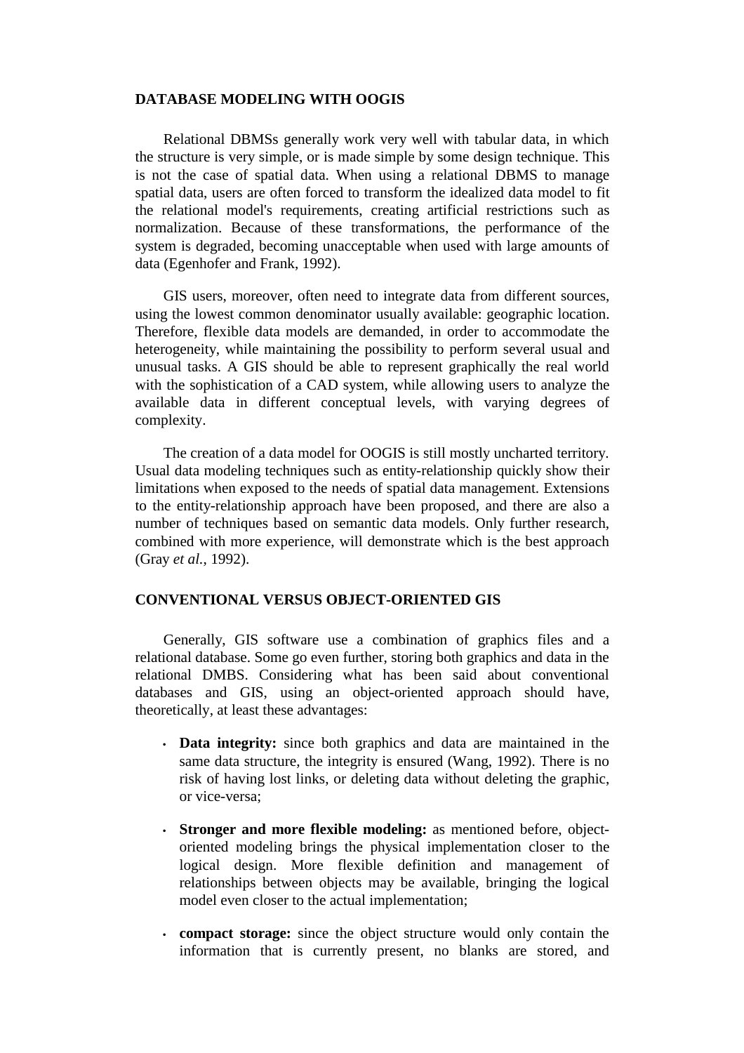## DATABASE MODELING WITH OOGIS

Relational DBMSs generally work very well with tabular data, in which the structure is very simple, or is made simple by some design technique. This is not the case of spatial data. When using a relational DBMS to manage spatial data, users are often forced to transform the idealized data model to fit the relational model's requirements, creating artificial restrictions such as normalization. Because of these transformations, the performance of the system is degraded, becoming unacceptable when used with large amounts of data (Egenhofer and Frank, 1992).

GIS users, moreover, often need to integrate data from different sources, using the lowest common denominator usually available: geographic location. Therefore, flexible data models are demanded, in order to accommodate the heterogeneity, while maintaining the possibility to perform several usual and unusual tasks. A GIS should be able to represent graphically the real world with the sophistication of a CAD system, while allowing users to analyze the available data in different conceptual levels, with varying degrees of complexity.

The creation of a data model for OOGIS is still mostly uncharted territory. Usual data modeling techniques such as entity-relationship quickly show their limitations when exposed to the needs of spatial data management. Extensions to the entity-relationship approach have been proposed, and there are also a number of techniques based on semantic data models. Only further research, combined with more experience, will demonstrate which is the best approach (Gray *et al.*, 1992).

## CONVENTIONAL VERSUS OBJECT-ORIENTED GIS

Generally, GIS software use a combination of graphics files and a relational database. Some go even further, storing both graphics and data in the relational DMBS. Considering what has been said about conventional databases and GIS, using an object-oriented approach should have, theoretically, at least these advantages:

- **Data integrity:** since both graphics and data are maintained in the same data structure, the integrity is ensured (Wang, 1992). There is no risk of having lost links, or deleting data without deleting the graphic, or vice-versa;
- **Stronger and more flexible modeling:** as mentioned before, object-oriented modeling brings the physical implementation closer to the logical design. More flexible definition and management of relationships between objects may be available, bringing the logical model even closer to the actual implementation;
- **compact storage:** since the object structure would only contain the information that is currently present, no blanks are stored, and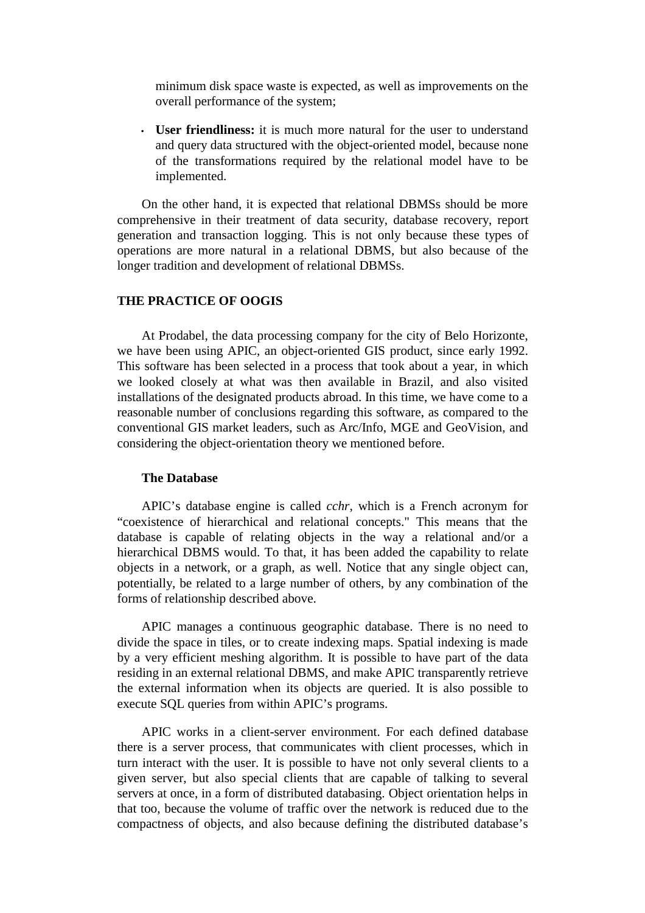minimum disk space waste is expected, as well as improvements on the overall performance of the system;

- **User friendliness:** it is much more natural for the user to understand and query data structured with the object-oriented model, because none of the transformations required by the relational model have to be implemented.

On the other hand, it is expected that relational DBMSs should be more comprehensive in their treatment of data security, database recovery, report generation and transaction logging. This is not only because these types of operations are more natural in a relational DBMS, but also because of the longer tradition and development of relational DBMSs.

## THE PRACTICE OF OOGIS

At Prodabel, the data processing company for the city of Belo Horizonte, we have been using APIC, an object-oriented GIS product, since early 1992. This software has been selected in a process that took about a year, in which we looked closely at what was then available in Brazil, and also visited installations of the designated products abroad. In this time, we have come to a reasonable number of conclusions regarding this software, as compared to the conventional GIS market leaders, such as Arc/Info, MGE and GeoVision, and considering the object-orientation theory we mentioned before.

### The Database

APIC's database engine is called *cchr*, which is a French acronym for "coexistence of hierarchical and relational concepts." This means that the database is capable of relating objects in the way a relational and/or a hierarchical DBMS would. To that, it has been added the capability to relate objects in a network, or a graph, as well. Notice that any single object can, potentially, be related to a large number of others, by any combination of the forms of relationship described above.

APIC manages a continuous geographic database. There is no need to divide the space in tiles, or to create indexing maps. Spatial indexing is made by a very efficient meshing algorithm. It is possible to have part of the data residing in an external relational DBMS, and make APIC transparently retrieve the external information when its objects are queried. It is also possible to execute SQL queries from within APIC's programs.

APIC works in a client-server environment. For each defined database there is a server process, that communicates with client processes, which in turn interact with the user. It is possible to have not only several clients to a given server, but also special clients that are capable of talking to several servers at once, in a form of distributed databasing. Object orientation helps in that too, because the volume of traffic over the network is reduced due to the compactness of objects, and also because defining the distributed database's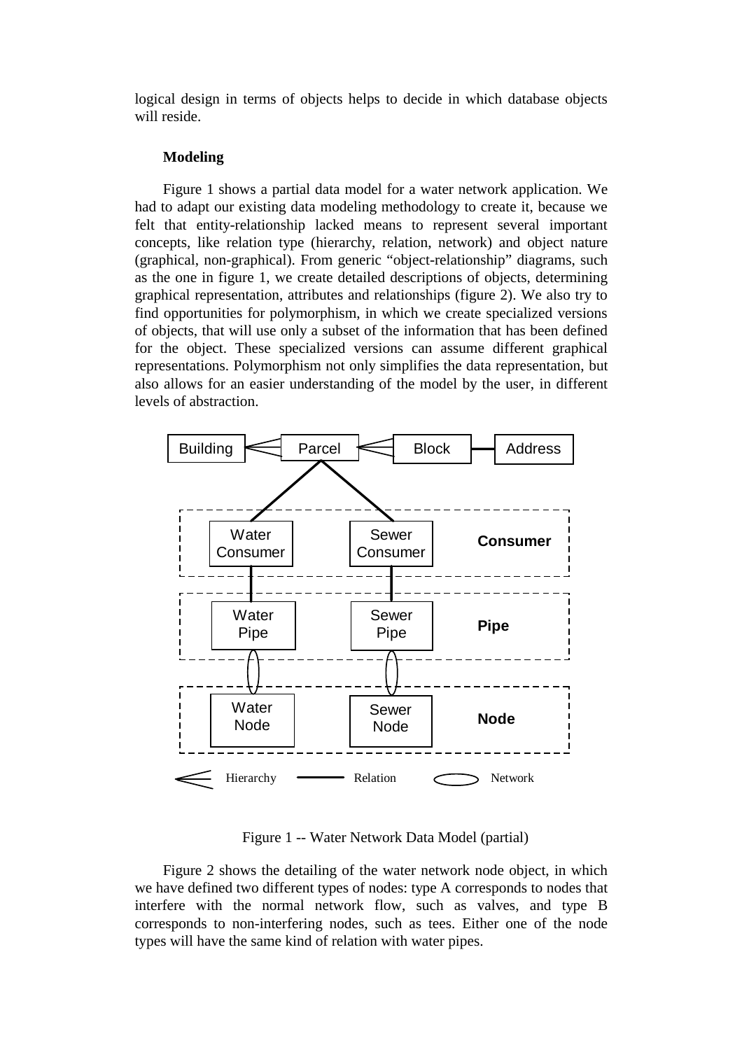logical design in terms of objects helps to decide in which database objects will reside.

**Modeling**

Figure 1 shows a partial data model for a water network application. We had to adapt our existing data modeling methodology to create it, because we felt that entity-relationship lacked means to represent several important concepts, like relation type (hierarchy, relation, network) and object nature (graphical, non-graphical). From generic "object-relationship" diagrams, such as the one in figure 1, we create detailed descriptions of objects, determining graphical representation, attributes and relationships (figure 2). We also try to find opportunities for polymorphism, in which we create specialized versions of objects, that will use only a subset of the information that has been defined for the object. These specialized versions can assume different graphical representations. Polymorphism not only simplifies the data representation, but also allows for an easier understanding of the model by the user, in different levels of abstraction.

Figure 1 -- Water Network Data Model (partial)

Figure 2 shows the detailing of the water network node object, in which we have defined two different types of nodes: type A corresponds to nodes that interfere with the normal network flow, such as valves, and type B corresponds to non-interfering nodes, such as tees. Either one of the node types will have the same kind of relation with water pipes.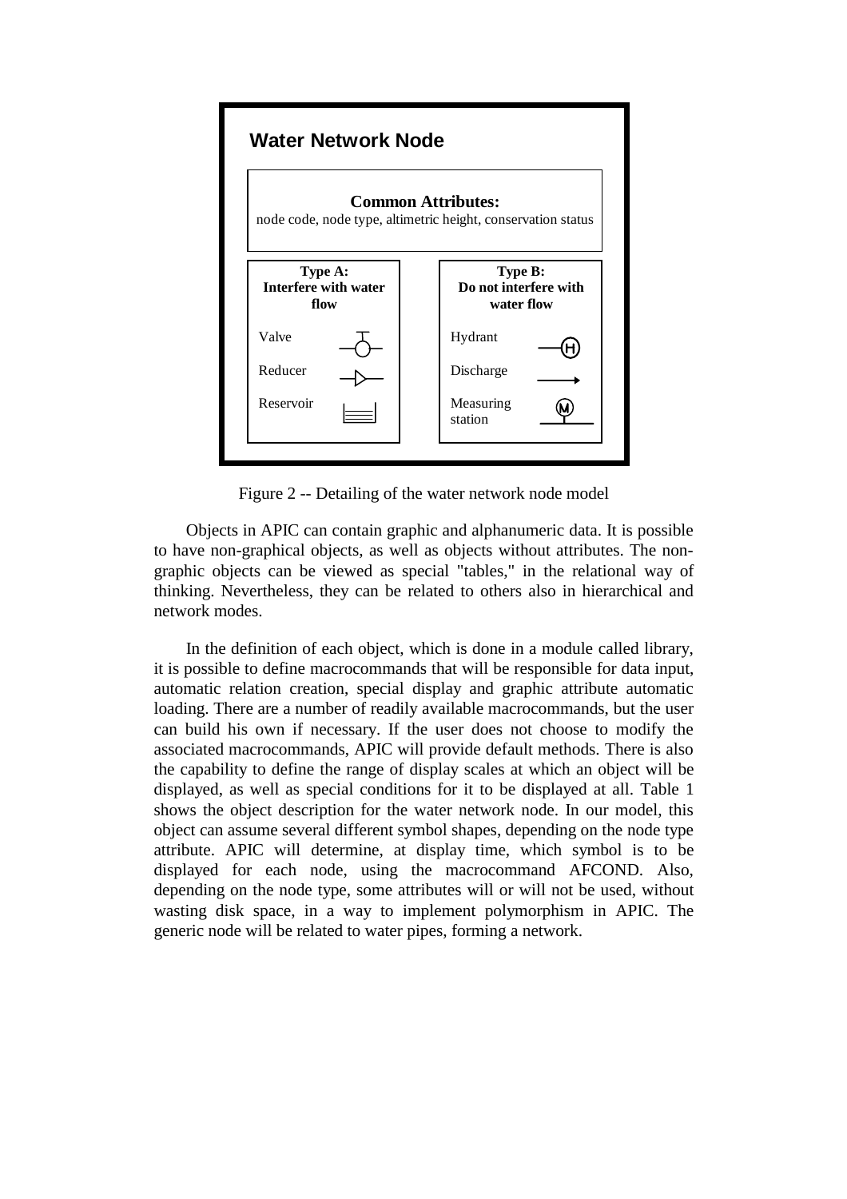**Water Network Node**

**Common Attributes:**
node code, node type, altimetric height, conservation status

| **Type A: Interfere with water flow** | **Type B: Do not interfere with water flow** |
|---|---|
| Valve | Hydrant |
| Reducer | Discharge |
| Reservoir | Measuring station |

Figure 2 -- Detailing of the water network node model

Objects in APIC can contain graphic and alphanumeric data. It is possible to have non-graphical objects, as well as objects without attributes. The non-graphic objects can be viewed as special "tables," in the relational way of thinking. Nevertheless, they can be related to others also in hierarchical and network modes.

In the definition of each object, which is done in a module called library, it is possible to define macrocommands that will be responsible for data input, automatic relation creation, special display and graphic attribute automatic loading. There are a number of readily available macrocommands, but the user can build his own if necessary. If the user does not choose to modify the associated macrocommands, APIC will provide default methods. There is also the capability to define the range of display scales at which an object will be displayed, as well as special conditions for it to be displayed at all. Table 1 shows the object description for the water network node. In our model, this object can assume several different symbol shapes, depending on the node type attribute. APIC will determine, at display time, which symbol is to be displayed for each node, using the macrocommand AFCOND. Also, depending on the node type, some attributes will or will not be used, without wasting disk space, in a way to implement polymorphism in APIC. The generic node will be related to water pipes, forming a network.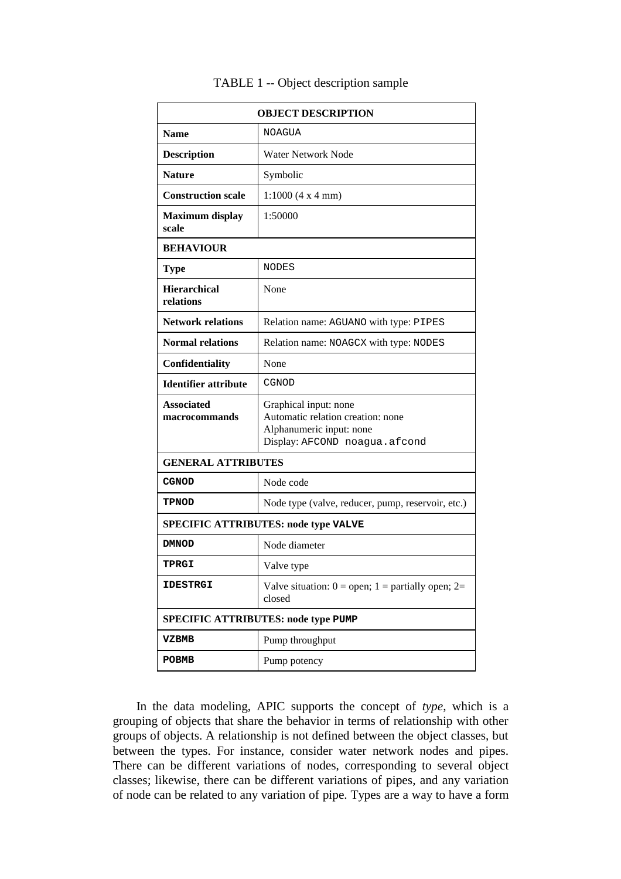TABLE 1 -- Object description sample

| OBJECT DESCRIPTION | |
|---|---|
| **Name** | NOAGUA |
| **Description** | Water Network Node |
| **Nature** | Symbolic |
| **Construction scale** | 1:1000 (4 x 4 mm) |
| **Maximum display scale** | 1:50000 |
| **BEHAVIOUR** | |
| **Type** | NODES |
| **Hierarchical relations** | None |
| **Network relations** | Relation name: AGUANO with type: PIPES |
| **Normal relations** | Relation name: NOAGCX with type: NODES |
| **Confidentiality** | None |
| **Identifier attribute** | CGNOD |
| **Associated macrocommands** | Graphical input: none<br>Automatic relation creation: none<br>Alphanumeric input: none<br>Display: AFCOND noagua.afcond |
| **GENERAL ATTRIBUTES** | |
| **CGNOD** | Node code |
| **TPNOD** | Node type (valve, reducer, pump, reservoir, etc.) |
| **SPECIFIC ATTRIBUTES: node type VALVE** | |
| **DMNOD** | Node diameter |
| **TPRGI** | Valve type |
| **IDESTRGI** | Valve situation: 0 = open; 1 = partially open; 2= closed |
| **SPECIFIC ATTRIBUTES: node type PUMP** | |
| **VZBMB** | Pump throughput |
| **POBMB** | Pump potency |

In the data modeling, APIC supports the concept of *type*, which is a grouping of objects that share the behavior in terms of relationship with other groups of objects. A relationship is not defined between the object classes, but between the types. For instance, consider water network nodes and pipes. There can be different variations of nodes, corresponding to several object classes; likewise, there can be different variations of pipes, and any variation of node can be related to any variation of pipe. Types are a way to have a form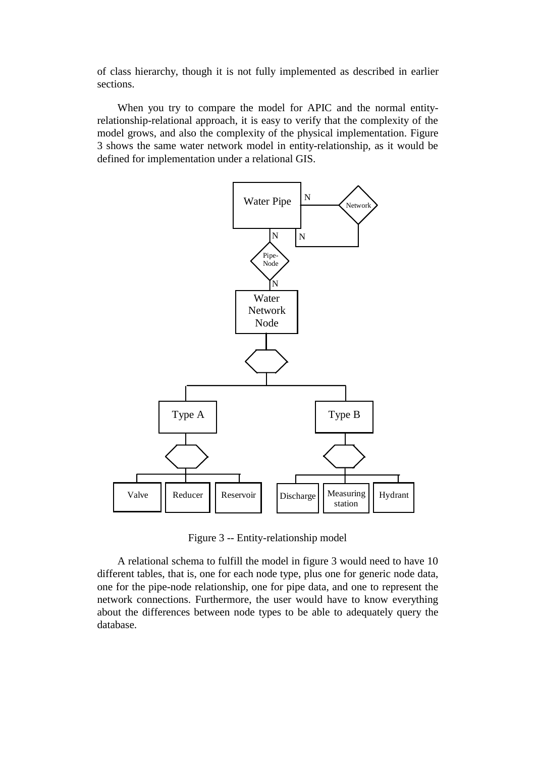of class hierarchy, though it is not fully implemented as described in earlier sections.

When you try to compare the model for APIC and the normal entity-relationship-relational approach, it is easy to verify that the complexity of the model grows, and also the complexity of the physical implementation. Figure 3 shows the same water network model in entity-relationship, as it would be defined for implementation under a relational GIS.

Figure 3 -- Entity-relationship model

A relational schema to fulfill the model in figure 3 would need to have 10 different tables, that is, one for each node type, plus one for generic node data, one for the pipe-node relationship, one for pipe data, and one to represent the network connections. Furthermore, the user would have to know everything about the differences between node types to be able to adequately query the database.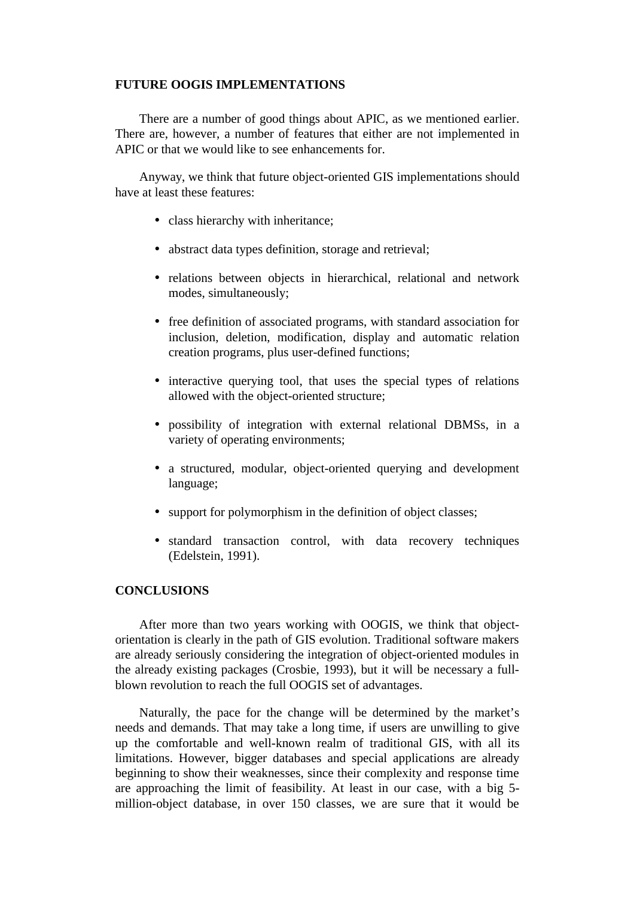## FUTURE OOGIS IMPLEMENTATIONS

There are a number of good things about APIC, as we mentioned earlier. There are, however, a number of features that either are not implemented in APIC or that we would like to see enhancements for.

Anyway, we think that future object-oriented GIS implementations should have at least these features:

- class hierarchy with inheritance;
- abstract data types definition, storage and retrieval;
- relations between objects in hierarchical, relational and network modes, simultaneously;
- free definition of associated programs, with standard association for inclusion, deletion, modification, display and automatic relation creation programs, plus user-defined functions;
- interactive querying tool, that uses the special types of relations allowed with the object-oriented structure;
- possibility of integration with external relational DBMSs, in a variety of operating environments;
- a structured, modular, object-oriented querying and development language;
- support for polymorphism in the definition of object classes;
- standard transaction control, with data recovery techniques (Edelstein, 1991).

## CONCLUSIONS

After more than two years working with OOGIS, we think that object-orientation is clearly in the path of GIS evolution. Traditional software makers are already seriously considering the integration of object-oriented modules in the already existing packages (Crosbie, 1993), but it will be necessary a full-blown revolution to reach the full OOGIS set of advantages.

Naturally, the pace for the change will be determined by the market's needs and demands. That may take a long time, if users are unwilling to give up the comfortable and well-known realm of traditional GIS, with all its limitations. However, bigger databases and special applications are already beginning to show their weaknesses, since their complexity and response time are approaching the limit of feasibility. At least in our case, with a big 5-million-object database, in over 150 classes, we are sure that it would be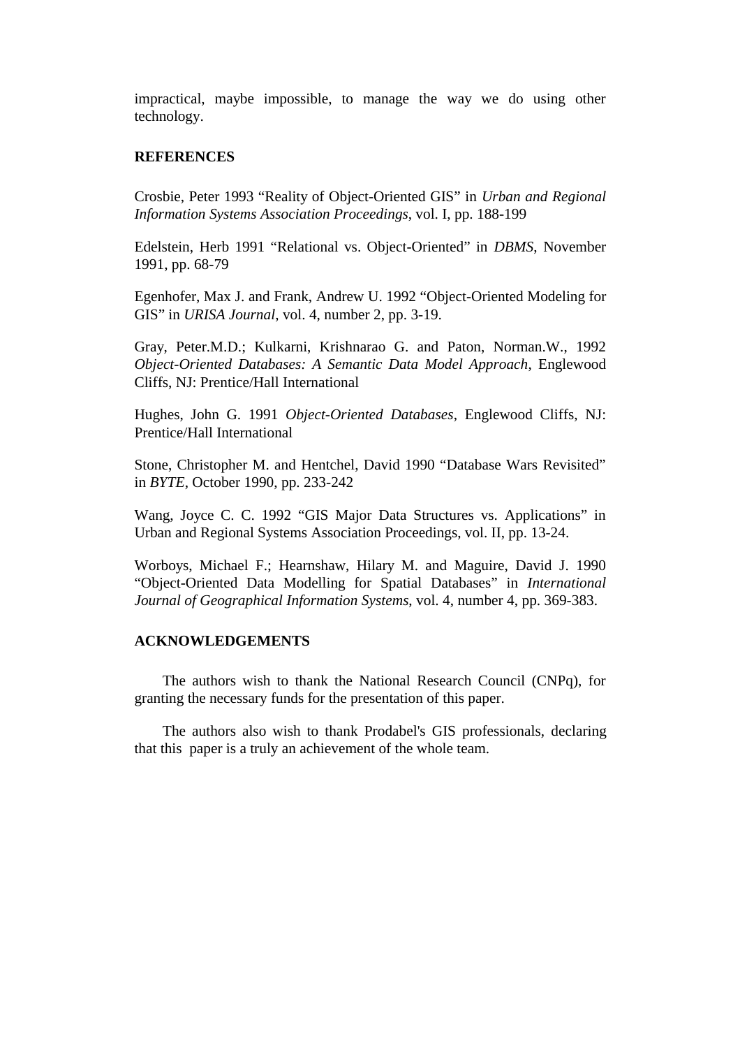impractical, maybe impossible, to manage the way we do using other technology.

## REFERENCES

Crosbie, Peter 1993 "Reality of Object-Oriented GIS" in *Urban and Regional Information Systems Association Proceedings*, vol. I, pp. 188-199

Edelstein, Herb 1991 "Relational vs. Object-Oriented" in *DBMS*, November 1991, pp. 68-79

Egenhofer, Max J. and Frank, Andrew U. 1992 "Object-Oriented Modeling for GIS" in *URISA Journal*, vol. 4, number 2, pp. 3-19.

Gray, Peter.M.D.; Kulkarni, Krishnarao G. and Paton, Norman.W., 1992 *Object-Oriented Databases: A Semantic Data Model Approach*, Englewood Cliffs, NJ: Prentice/Hall International

Hughes, John G. 1991 *Object-Oriented Databases*, Englewood Cliffs, NJ: Prentice/Hall International

Stone, Christopher M. and Hentchel, David 1990 "Database Wars Revisited" in *BYTE*, October 1990, pp. 233-242

Wang, Joyce C. C. 1992 "GIS Major Data Structures vs. Applications" in Urban and Regional Systems Association Proceedings, vol. II, pp. 13-24.

Worboys, Michael F.; Hearnshaw, Hilary M. and Maguire, David J. 1990 "Object-Oriented Data Modelling for Spatial Databases" in *International Journal of Geographical Information Systems*, vol. 4, number 4, pp. 369-383.

## ACKNOWLEDGEMENTS

The authors wish to thank the National Research Council (CNPq), for granting the necessary funds for the presentation of this paper.

The authors also wish to thank Prodabel's GIS professionals, declaring that this paper is a truly an achievement of the whole team.